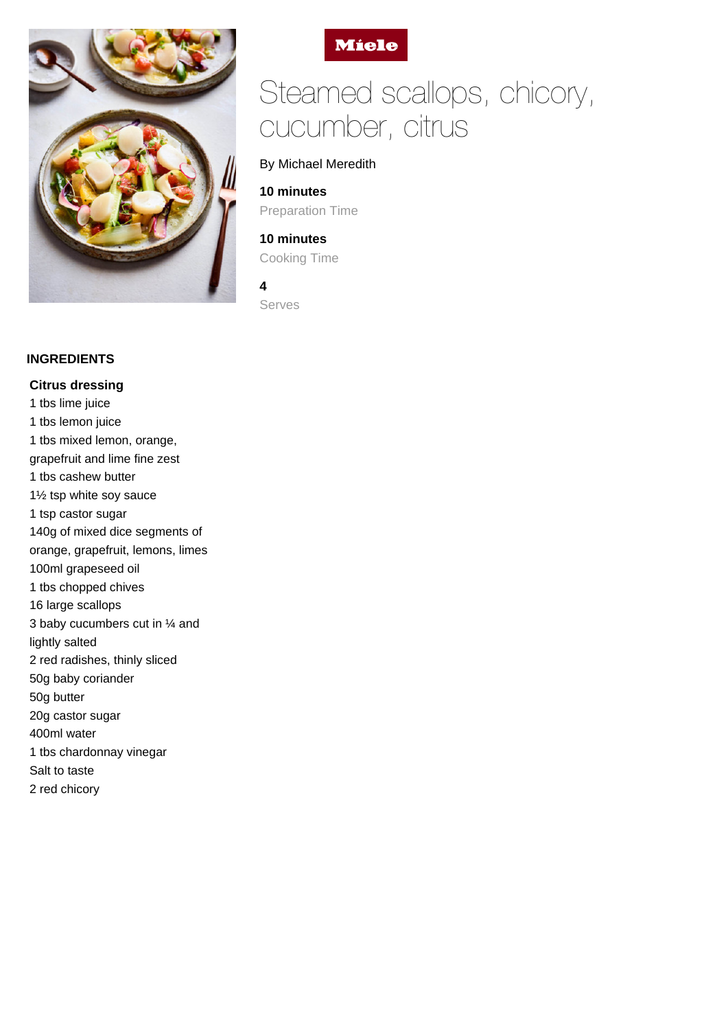# Steamed scallops, chicory, cucumber, citrus

By Michael Meredith

**10 minutes**
Preparation Time

**10 minutes**
Cooking Time

**4**
Serves

## INGREDIENTS

### Citrus dressing

1 tbs lime juice
1 tbs lemon juice
1 tbs mixed lemon, orange, grapefruit and lime fine zest
1 tbs cashew butter
1½ tsp white soy sauce
1 tsp castor sugar
140g of mixed dice segments of orange, grapefruit, lemons, limes
100ml grapeseed oil
1 tbs chopped chives
16 large scallops
3 baby cucumbers cut in ¼ and lightly salted
2 red radishes, thinly sliced
50g baby coriander
50g butter
20g castor sugar
400ml water
1 tbs chardonnay vinegar
Salt to taste
2 red chicory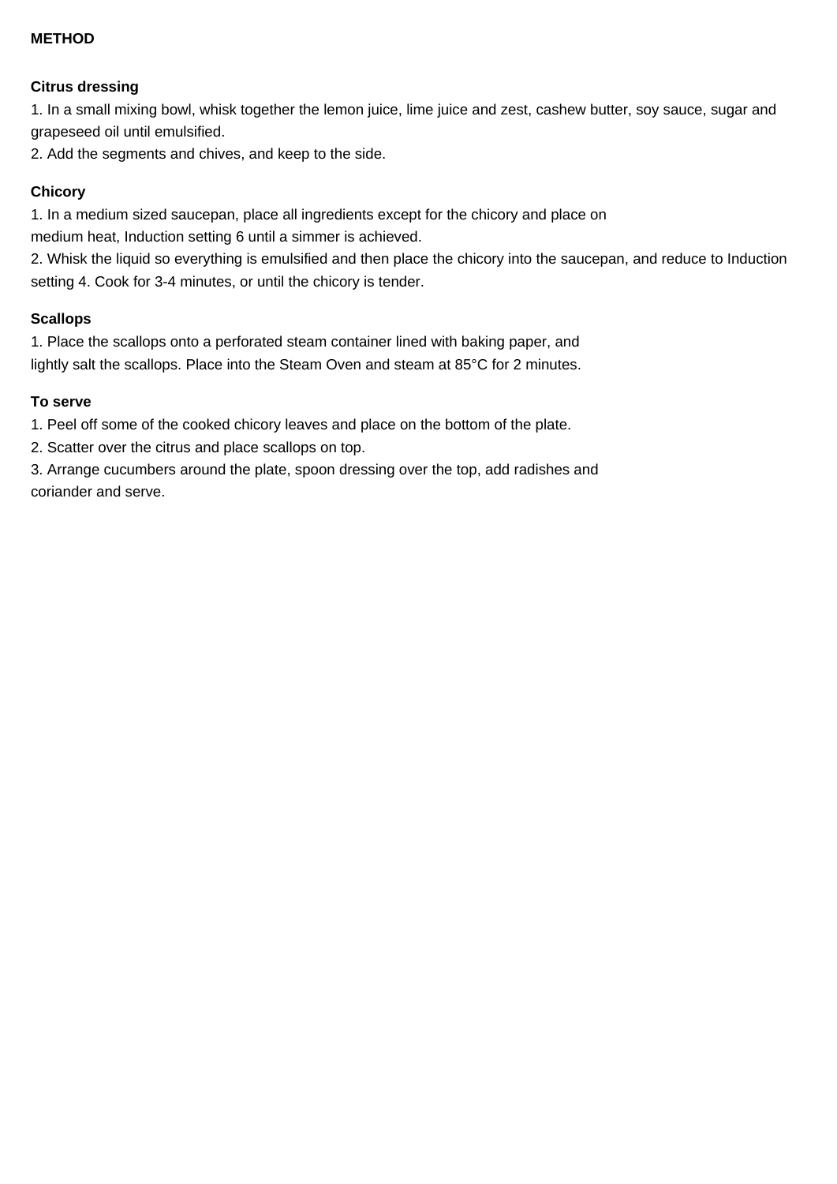## METHOD

### Citrus dressing

1. In a small mixing bowl, whisk together the lemon juice, lime juice and zest, cashew butter, soy sauce, sugar and grapeseed oil until emulsified.
2. Add the segments and chives, and keep to the side.

### Chicory

1. In a medium sized saucepan, place all ingredients except for the chicory and place on medium heat, Induction setting 6 until a simmer is achieved.
2. Whisk the liquid so everything is emulsified and then place the chicory into the saucepan, and reduce to Induction setting 4. Cook for 3-4 minutes, or until the chicory is tender.

### Scallops

1. Place the scallops onto a perforated steam container lined with baking paper, and lightly salt the scallops. Place into the Steam Oven and steam at 85°C for 2 minutes.

### To serve

1. Peel off some of the cooked chicory leaves and place on the bottom of the plate.
2. Scatter over the citrus and place scallops on top.
3. Arrange cucumbers around the plate, spoon dressing over the top, add radishes and coriander and serve.